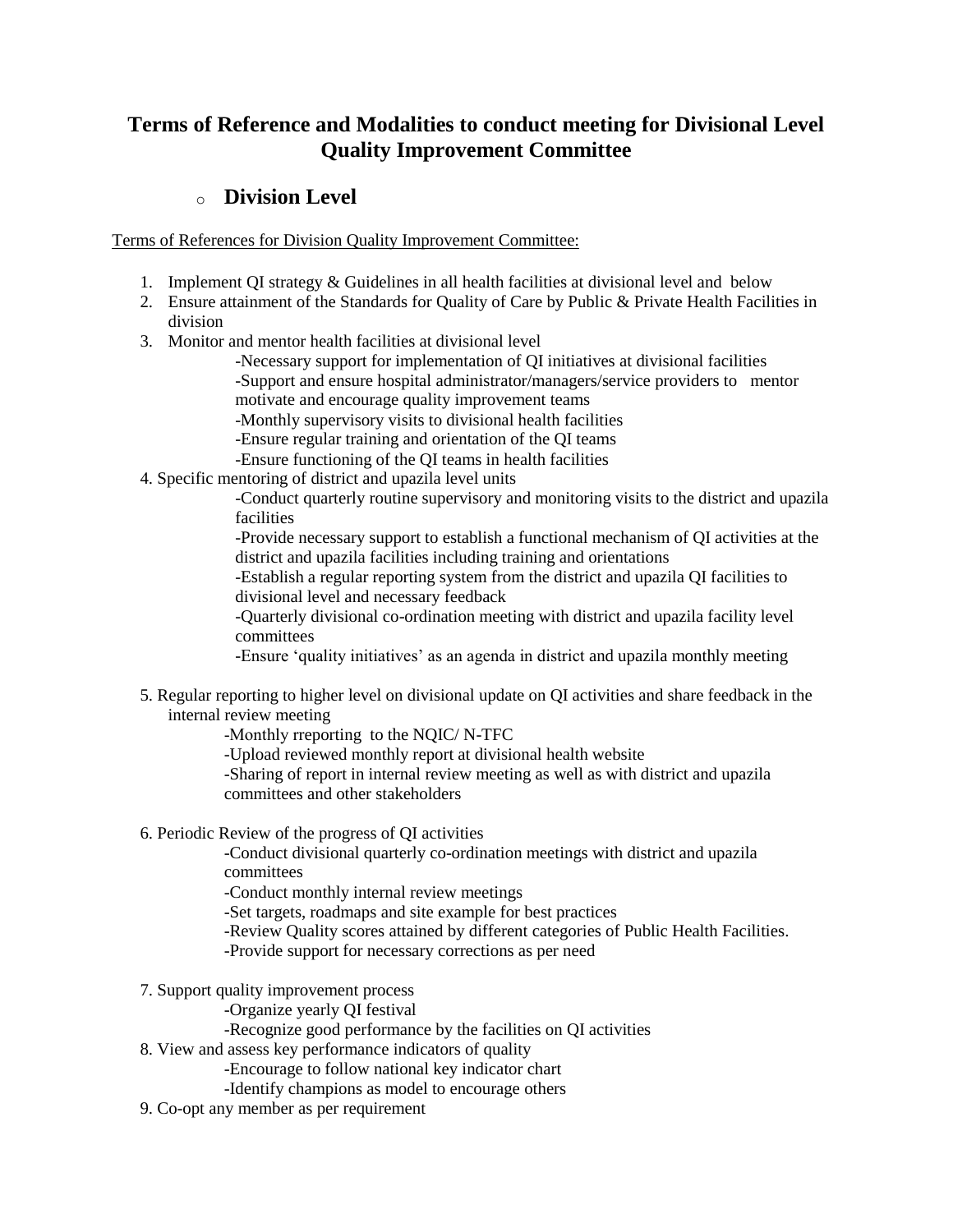# Terms of Reference and Modalities to conduct meeting for Divisional Level Quality Improvement Committee

## Division Level

<u>Terms of References for Division Quality Improvement Committee:</u>

1. Implement QI strategy & Guidelines in all health facilities at divisional level and below
2. Ensure attainment of the Standards for Quality of Care by Public & Private Health Facilities in division
3. Monitor and mentor health facilities at divisional level
   - -Necessary support for implementation of QI initiatives at divisional facilities
   - -Support and ensure hospital administrator/managers/service providers to mentor motivate and encourage quality improvement teams
   - -Monthly supervisory visits to divisional health facilities
   - -Ensure regular training and orientation of the QI teams
   - -Ensure functioning of the QI teams in health facilities
4. Specific mentoring of district and upazila level units
   - -Conduct quarterly routine supervisory and monitoring visits to the district and upazila facilities
   - -Provide necessary support to establish a functional mechanism of QI activities at the district and upazila facilities including training and orientations
   - -Establish a regular reporting system from the district and upazila QI facilities to divisional level and necessary feedback
   - -Quarterly divisional co-ordination meeting with district and upazila facility level committees
   - -Ensure 'quality initiatives' as an agenda in district and upazila monthly meeting
5. Regular reporting to higher level on divisional update on QI activities and share feedback in the internal review meeting
   - -Monthly rreporting to the NQIC/ N-TFC
   - -Upload reviewed monthly report at divisional health website
   - -Sharing of report in internal review meeting as well as with district and upazila committees and other stakeholders
6. Periodic Review of the progress of QI activities
   - -Conduct divisional quarterly co-ordination meetings with district and upazila committees
   - -Conduct monthly internal review meetings
   - -Set targets, roadmaps and site example for best practices
   - -Review Quality scores attained by different categories of Public Health Facilities.
   - -Provide support for necessary corrections as per need
7. Support quality improvement process
   - -Organize yearly QI festival
   - -Recognize good performance by the facilities on QI activities
8. View and assess key performance indicators of quality
   - -Encourage to follow national key indicator chart
   - -Identify champions as model to encourage others
9. Co-opt any member as per requirement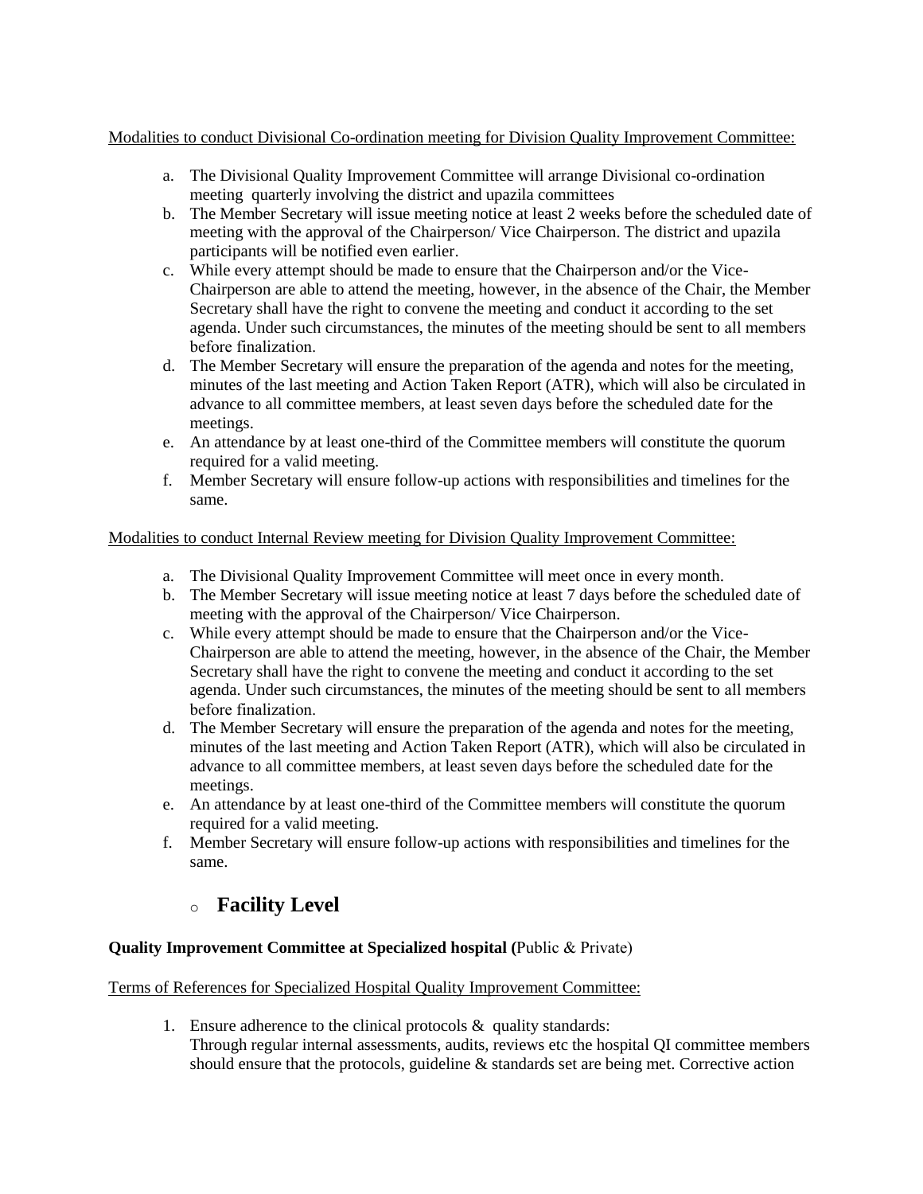Modalities to conduct Divisional Co-ordination meeting for Division Quality Improvement Committee:

a. The Divisional Quality Improvement Committee will arrange Divisional co-ordination meeting quarterly involving the district and upazila committees
b. The Member Secretary will issue meeting notice at least 2 weeks before the scheduled date of meeting with the approval of the Chairperson/ Vice Chairperson. The district and upazila participants will be notified even earlier.
c. While every attempt should be made to ensure that the Chairperson and/or the Vice-Chairperson are able to attend the meeting, however, in the absence of the Chair, the Member Secretary shall have the right to convene the meeting and conduct it according to the set agenda. Under such circumstances, the minutes of the meeting should be sent to all members before finalization.
d. The Member Secretary will ensure the preparation of the agenda and notes for the meeting, minutes of the last meeting and Action Taken Report (ATR), which will also be circulated in advance to all committee members, at least seven days before the scheduled date for the meetings.
e. An attendance by at least one-third of the Committee members will constitute the quorum required for a valid meeting.
f. Member Secretary will ensure follow-up actions with responsibilities and timelines for the same.

Modalities to conduct Internal Review meeting for Division Quality Improvement Committee:

a. The Divisional Quality Improvement Committee will meet once in every month.
b. The Member Secretary will issue meeting notice at least 7 days before the scheduled date of meeting with the approval of the Chairperson/ Vice Chairperson.
c. While every attempt should be made to ensure that the Chairperson and/or the Vice-Chairperson are able to attend the meeting, however, in the absence of the Chair, the Member Secretary shall have the right to convene the meeting and conduct it according to the set agenda. Under such circumstances, the minutes of the meeting should be sent to all members before finalization.
d. The Member Secretary will ensure the preparation of the agenda and notes for the meeting, minutes of the last meeting and Action Taken Report (ATR), which will also be circulated in advance to all committee members, at least seven days before the scheduled date for the meetings.
e. An attendance by at least one-third of the Committee members will constitute the quorum required for a valid meeting.
f. Member Secretary will ensure follow-up actions with responsibilities and timelines for the same.

## Facility Level

**Quality Improvement Committee at Specialized hospital (**Public & Private)

Terms of References for Specialized Hospital Quality Improvement Committee:

1. Ensure adherence to the clinical protocols & quality standards:
   Through regular internal assessments, audits, reviews etc the hospital QI committee members should ensure that the protocols, guideline & standards set are being met. Corrective action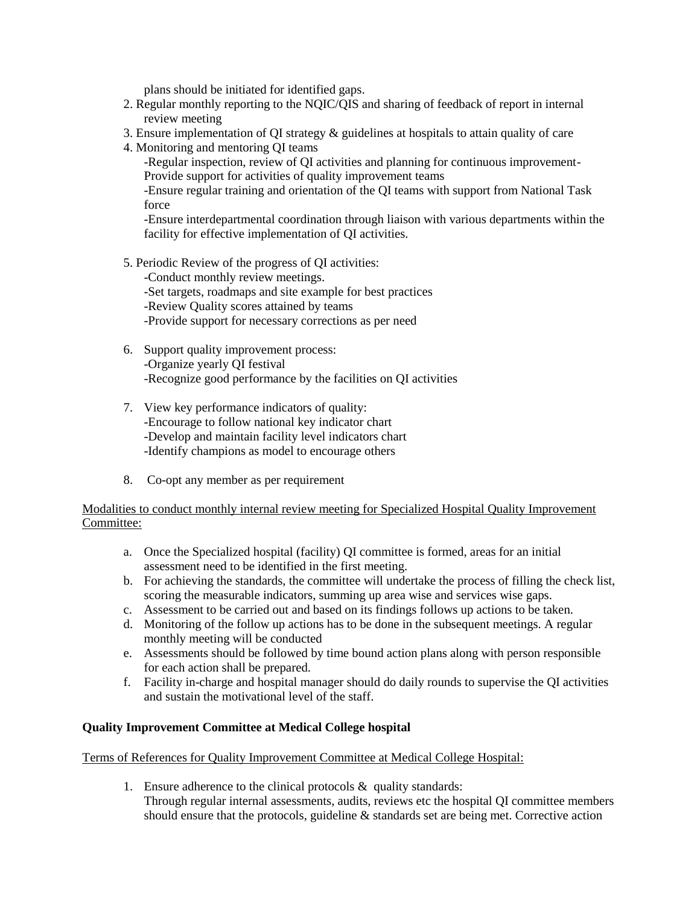plans should be initiated for identified gaps.

2. Regular monthly reporting to the NQIC/QIS and sharing of feedback of report in internal review meeting
3. Ensure implementation of QI strategy & guidelines at hospitals to attain quality of care
4. Monitoring and mentoring QI teams
   - Regular inspection, review of QI activities and planning for continuous improvement- Provide support for activities of quality improvement teams
   - Ensure regular training and orientation of the QI teams with support from National Task force
   - Ensure interdepartmental coordination through liaison with various departments within the facility for effective implementation of QI activities.

5. Periodic Review of the progress of QI activities:
   - Conduct monthly review meetings.
   - Set targets, roadmaps and site example for best practices
   - Review Quality scores attained by teams
   - Provide support for necessary corrections as per need

6. Support quality improvement process:
   - Organize yearly QI festival
   - Recognize good performance by the facilities on QI activities

7. View key performance indicators of quality:
   - Encourage to follow national key indicator chart
   - Develop and maintain facility level indicators chart
   - Identify champions as model to encourage others

8. Co-opt any member as per requirement

<u>Modalities to conduct monthly internal review meeting for Specialized Hospital Quality Improvement Committee:</u>

a. Once the Specialized hospital (facility) QI committee is formed, areas for an initial assessment need to be identified in the first meeting.
b. For achieving the standards, the committee will undertake the process of filling the check list, scoring the measurable indicators, summing up area wise and services wise gaps.
c. Assessment to be carried out and based on its findings follows up actions to be taken.
d. Monitoring of the follow up actions has to be done in the subsequent meetings. A regular monthly meeting will be conducted
e. Assessments should be followed by time bound action plans along with person responsible for each action shall be prepared.
f. Facility in-charge and hospital manager should do daily rounds to supervise the QI activities and sustain the motivational level of the staff.

**Quality Improvement Committee at Medical College hospital**

<u>Terms of References for Quality Improvement Committee at Medical College Hospital:</u>

1. Ensure adherence to the clinical protocols & quality standards:
   Through regular internal assessments, audits, reviews etc the hospital QI committee members should ensure that the protocols, guideline & standards set are being met. Corrective action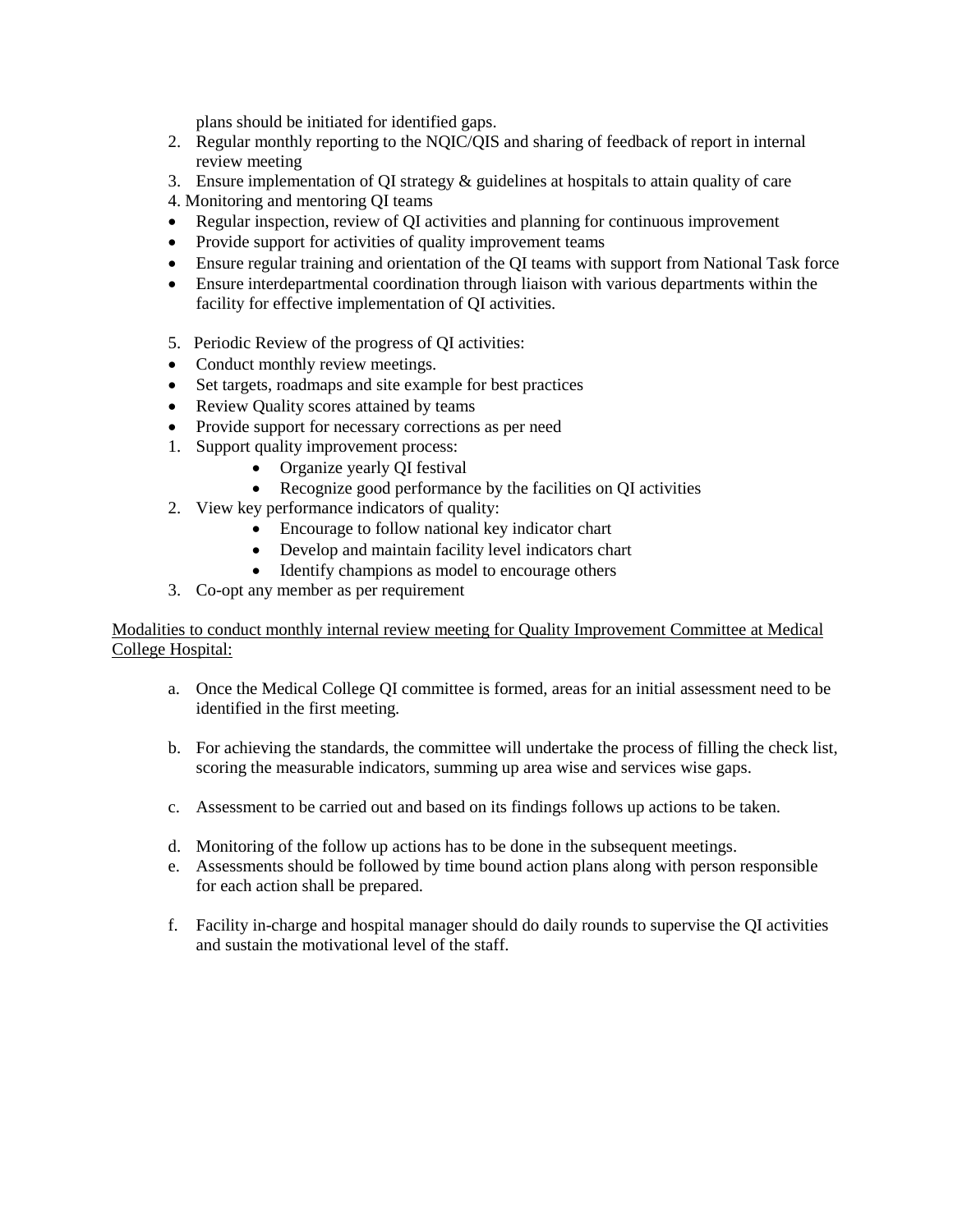plans should be initiated for identified gaps.

2. Regular monthly reporting to the NQIC/QIS and sharing of feedback of report in internal review meeting
3. Ensure implementation of QI strategy & guidelines at hospitals to attain quality of care

4. Monitoring and mentoring QI teams

- Regular inspection, review of QI activities and planning for continuous improvement
- Provide support for activities of quality improvement teams
- Ensure regular training and orientation of the QI teams with support from National Task force
- Ensure interdepartmental coordination through liaison with various departments within the facility for effective implementation of QI activities.

5. Periodic Review of the progress of QI activities:

- Conduct monthly review meetings.
- Set targets, roadmaps and site example for best practices
- Review Quality scores attained by teams
- Provide support for necessary corrections as per need

1. Support quality improvement process:
    - Organize yearly QI festival
    - Recognize good performance by the facilities on QI activities
2. View key performance indicators of quality:
    - Encourage to follow national key indicator chart
    - Develop and maintain facility level indicators chart
    - Identify champions as model to encourage others
3. Co-opt any member as per requirement

<u>Modalities to conduct monthly internal review meeting for Quality Improvement Committee at Medical College Hospital:</u>

a. Once the Medical College QI committee is formed, areas for an initial assessment need to be identified in the first meeting.

b. For achieving the standards, the committee will undertake the process of filling the check list, scoring the measurable indicators, summing up area wise and services wise gaps.

c. Assessment to be carried out and based on its findings follows up actions to be taken.

d. Monitoring of the follow up actions has to be done in the subsequent meetings.

e. Assessments should be followed by time bound action plans along with person responsible for each action shall be prepared.

f. Facility in-charge and hospital manager should do daily rounds to supervise the QI activities and sustain the motivational level of the staff.